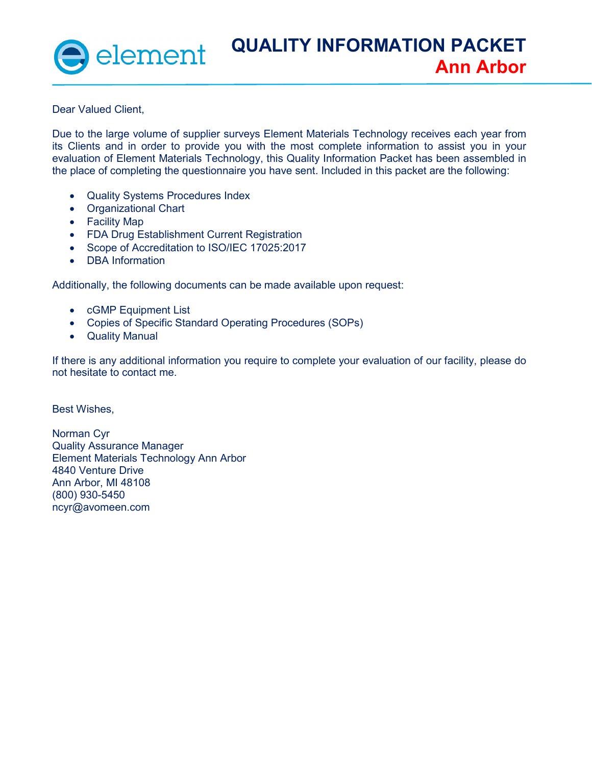# QUALITY INFORMATION PACKET
## Ann Arbor

Dear Valued Client,

Due to the large volume of supplier surveys Element Materials Technology receives each year from its Clients and in order to provide you with the most complete information to assist you in your evaluation of Element Materials Technology, this Quality Information Packet has been assembled in the place of completing the questionnaire you have sent. Included in this packet are the following:

- Quality Systems Procedures Index
- Organizational Chart
- Facility Map
- FDA Drug Establishment Current Registration
- Scope of Accreditation to ISO/IEC 17025:2017
- DBA Information

Additionally, the following documents can be made available upon request:

- cGMP Equipment List
- Copies of Specific Standard Operating Procedures (SOPs)
- Quality Manual

If there is any additional information you require to complete your evaluation of our facility, please do not hesitate to contact me.

Best Wishes,

Norman Cyr
Quality Assurance Manager
Element Materials Technology Ann Arbor
4840 Venture Drive
Ann Arbor, MI 48108
(800) 930-5450
ncyr@avomeen.com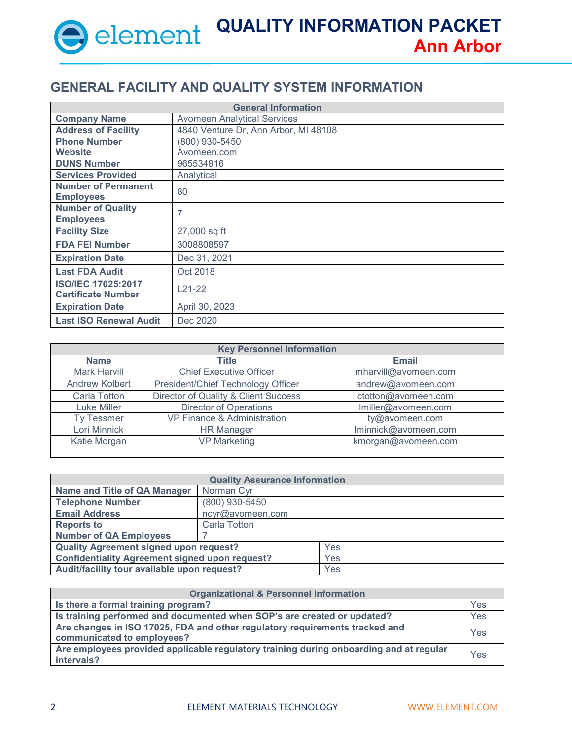# QUALITY INFORMATION PACKET
## Ann Arbor

## GENERAL FACILITY AND QUALITY SYSTEM INFORMATION

| General Information | |
|---|---|
| **Company Name** | Avomeen Analytical Services |
| **Address of Facility** | 4840 Venture Dr, Ann Arbor, MI 48108 |
| **Phone Number** | (800) 930-5450 |
| **Website** | Avomeen.com |
| **DUNS Number** | 965534816 |
| **Services Provided** | Analytical |
| **Number of Permanent Employees** | 80 |
| **Number of Quality Employees** | 7 |
| **Facility Size** | 27,000 sq ft |
| **FDA FEI Number** | 3008808597 |
| **Expiration Date** | Dec 31, 2021 |
| **Last FDA Audit** | Oct 2018 |
| **ISO/IEC 17025:2017 Certificate Number** | L21-22 |
| **Expiration Date** | April 30, 2023 |
| **Last ISO Renewal Audit** | Dec 2020 |

| Key Personnel Information | | |
|---|---|---|
| **Name** | **Title** | **Email** |
| Mark Harvill | Chief Executive Officer | mharvill@avomeen.com |
| Andrew Kolbert | President/Chief Technology Officer | andrew@avomeen.com |
| Carla Totton | Director of Quality & Client Success | ctotton@avomeen.com |
| Luke Miller | Director of Operations | lmiller@avomeen.com |
| Ty Tessmer | VP Finance & Administration | ty@avomeen.com |
| Lori Minnick | HR Manager | lminnick@avomeen.com |
| Katie Morgan | VP Marketing | kmorgan@avomeen.com |
| | | |

| Quality Assurance Information | |
|---|---|
| **Name and Title of QA Manager** | Norman Cyr |
| **Telephone Number** | (800) 930-5450 |
| **Email Address** | ncyr@avomeen.com |
| **Reports to** | Carla Totton |
| **Number of QA Employees** | 7 |
| **Quality Agreement signed upon request?** | Yes |
| **Confidentiality Agreement signed upon request?** | Yes |
| **Audit/facility tour available upon request?** | Yes |

| Organizational & Personnel Information | |
|---|---|
| **Is there a formal training program?** | Yes |
| **Is training performed and documented when SOP's are created or updated?** | Yes |
| **Are changes in ISO 17025, FDA and other regulatory requirements tracked and communicated to employees?** | Yes |
| **Are employees provided applicable regulatory training during onboarding and at regular intervals?** | Yes |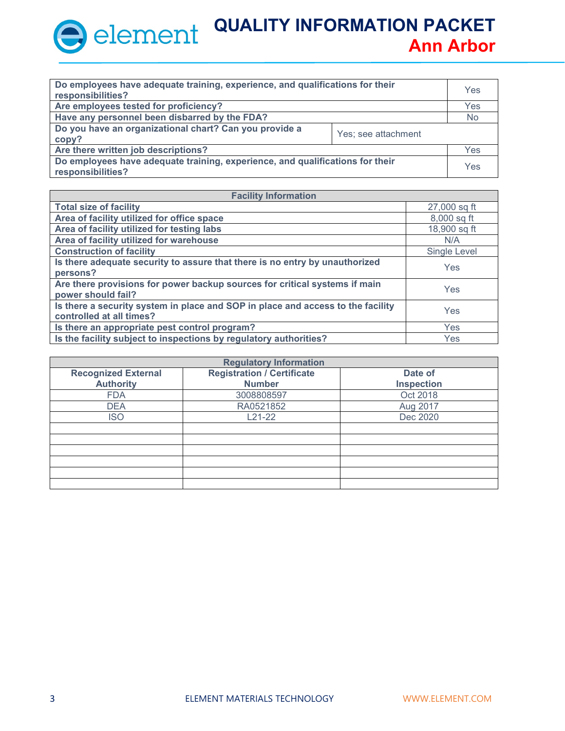| | |
|---|---|
| **Do employees have adequate training, experience, and qualifications for their responsibilities?** | Yes |
| **Are employees tested for proficiency?** | Yes |
| **Have any personnel been disbarred by the FDA?** | No |
| **Do you have an organizational chart? Can you provide a copy?** | Yes; see attachment |
| **Are there written job descriptions?** | Yes |
| **Do employees have adequate training, experience, and qualifications for their responsibilities?** | Yes |

| **Facility Information** | |
|---|---|
| **Total size of facility** | 27,000 sq ft |
| **Area of facility utilized for office space** | 8,000 sq ft |
| **Area of facility utilized for testing labs** | 18,900 sq ft |
| **Area of facility utilized for warehouse** | N/A |
| **Construction of facility** | Single Level |
| **Is there adequate security to assure that there is no entry by unauthorized persons?** | Yes |
| **Are there provisions for power backup sources for critical systems if main power should fail?** | Yes |
| **Is there a security system in place and SOP in place and access to the facility controlled at all times?** | Yes |
| **Is there an appropriate pest control program?** | Yes |
| **Is the facility subject to inspections by regulatory authorities?** | Yes |

| **Regulatory Information** | | |
|---|---|---|
| **Recognized External Authority** | **Registration / Certificate Number** | **Date of Inspection** |
| FDA | 3008808597 | Oct 2018 |
| DEA | RA0521852 | Aug 2017 |
| ISO | L21-22 | Dec 2020 |
| | | |
| | | |
| | | |
| | | |
| | | |
| | | |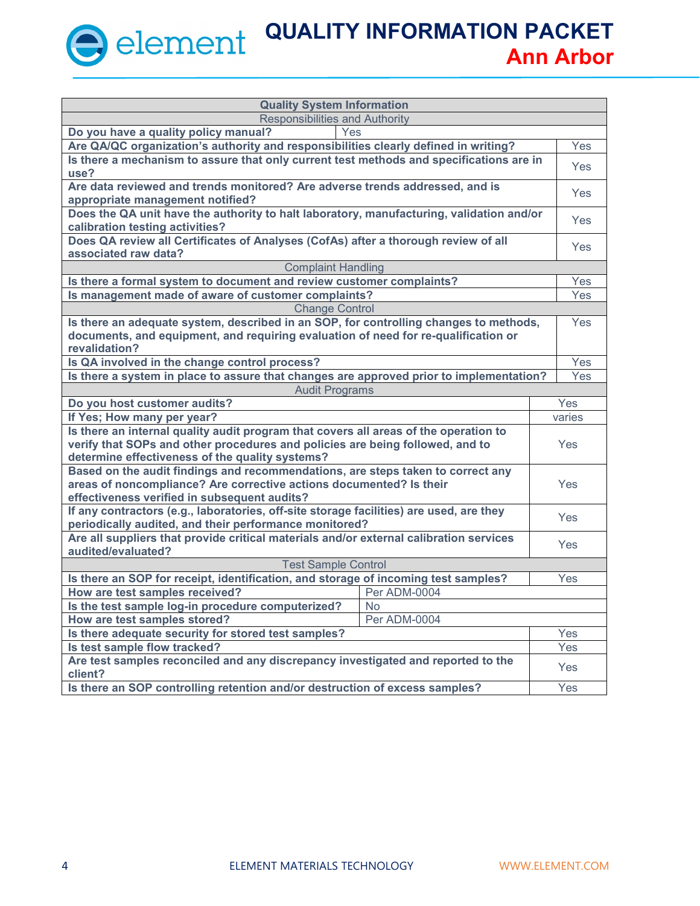# QUALITY INFORMATION PACKET
## Ann Arbor

| Quality System Information | |
|---|---|
| **Responsibilities and Authority** | |
| **Do you have a quality policy manual?** | Yes |
| **Are QA/QC organization's authority and responsibilities clearly defined in writing?** | Yes |
| **Is there a mechanism to assure that only current test methods and specifications are in use?** | Yes |
| **Are data reviewed and trends monitored? Are adverse trends addressed, and is appropriate management notified?** | Yes |
| **Does the QA unit have the authority to halt laboratory, manufacturing, validation and/or calibration testing activities?** | Yes |
| **Does QA review all Certificates of Analyses (CofAs) after a thorough review of all associated raw data?** | Yes |
| **Complaint Handling** | |
| **Is there a formal system to document and review customer complaints?** | Yes |
| **Is management made of aware of customer complaints?** | Yes |
| **Change Control** | |
| **Is there an adequate system, described in an SOP, for controlling changes to methods, documents, and equipment, and requiring evaluation of need for re-qualification or revalidation?** | Yes |
| **Is QA involved in the change control process?** | Yes |
| **Is there a system in place to assure that changes are approved prior to implementation?** | Yes |
| **Audit Programs** | |
| **Do you host customer audits?** | Yes |
| **If Yes; How many per year?** | varies |
| **Is there an internal quality audit program that covers all areas of the operation to verify that SOPs and other procedures and policies are being followed, and to determine effectiveness of the quality systems?** | Yes |
| **Based on the audit findings and recommendations, are steps taken to correct any areas of noncompliance? Are corrective actions documented? Is their effectiveness verified in subsequent audits?** | Yes |
| **If any contractors (e.g., laboratories, off-site storage facilities) are used, are they periodically audited, and their performance monitored?** | Yes |
| **Are all suppliers that provide critical materials and/or external calibration services audited/evaluated?** | Yes |
| **Test Sample Control** | |
| **Is there an SOP for receipt, identification, and storage of incoming test samples?** | Yes |
| **How are test samples received?** | Per ADM-0004 |
| **Is the test sample log-in procedure computerized?** | No |
| **How are test samples stored?** | Per ADM-0004 |
| **Is there adequate security for stored test samples?** | Yes |
| **Is test sample flow tracked?** | Yes |
| **Are test samples reconciled and any discrepancy investigated and reported to the client?** | Yes |
| **Is there an SOP controlling retention and/or destruction of excess samples?** | Yes |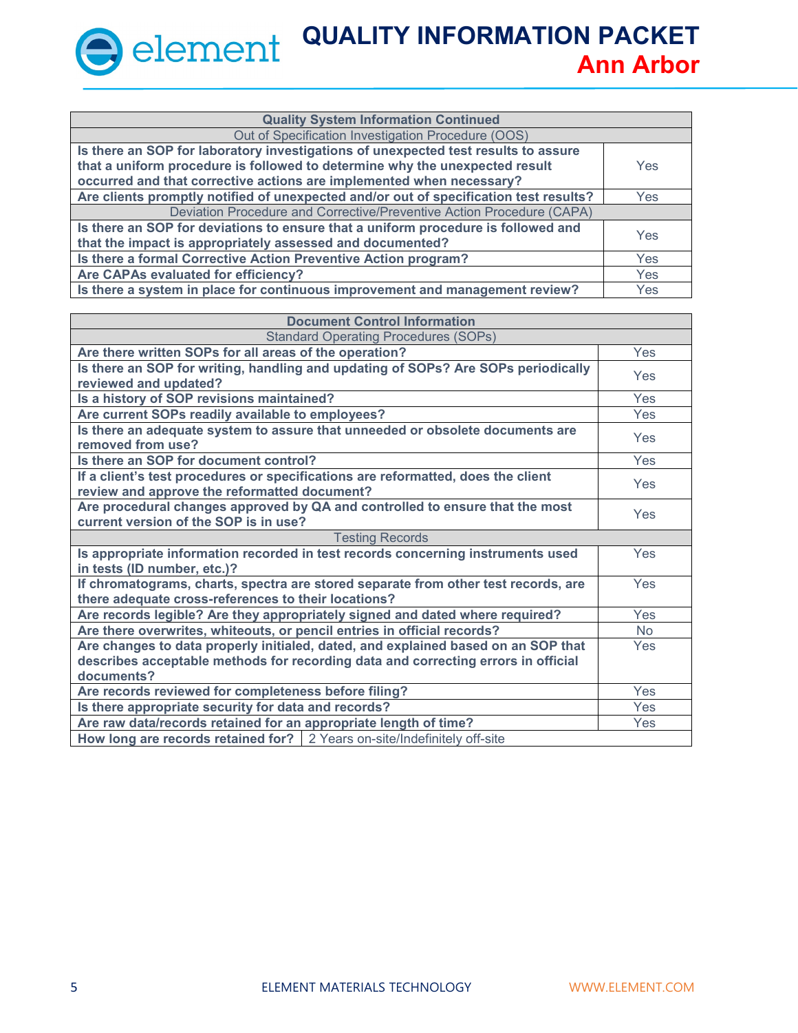| Quality System Information Continued | |
|---|---|
| Out of Specification Investigation Procedure (OOS) | |
| **Is there an SOP for laboratory investigations of unexpected test results to assure that a uniform procedure is followed to determine why the unexpected result occurred and that corrective actions are implemented when necessary?** | Yes |
| **Are clients promptly notified of unexpected and/or out of specification test results?** | Yes |
| Deviation Procedure and Corrective/Preventive Action Procedure (CAPA) | |
| **Is there an SOP for deviations to ensure that a uniform procedure is followed and that the impact is appropriately assessed and documented?** | Yes |
| **Is there a formal Corrective Action Preventive Action program?** | Yes |
| **Are CAPAs evaluated for efficiency?** | Yes |
| **Is there a system in place for continuous improvement and management review?** | Yes |

| Document Control Information | |
|---|---|
| Standard Operating Procedures (SOPs) | |
| **Are there written SOPs for all areas of the operation?** | Yes |
| **Is there an SOP for writing, handling and updating of SOPs? Are SOPs periodically reviewed and updated?** | Yes |
| **Is a history of SOP revisions maintained?** | Yes |
| **Are current SOPs readily available to employees?** | Yes |
| **Is there an adequate system to assure that unneeded or obsolete documents are removed from use?** | Yes |
| **Is there an SOP for document control?** | Yes |
| **If a client's test procedures or specifications are reformatted, does the client review and approve the reformatted document?** | Yes |
| **Are procedural changes approved by QA and controlled to ensure that the most current version of the SOP is in use?** | Yes |
| Testing Records | |
| **Is appropriate information recorded in test records concerning instruments used in tests (ID number, etc.)?** | Yes |
| **If chromatograms, charts, spectra are stored separate from other test records, are there adequate cross-references to their locations?** | Yes |
| **Are records legible? Are they appropriately signed and dated where required?** | Yes |
| **Are there overwrites, whiteouts, or pencil entries in official records?** | No |
| **Are changes to data properly initialed, dated, and explained based on an SOP that describes acceptable methods for recording data and correcting errors in official documents?** | Yes |
| **Are records reviewed for completeness before filing?** | Yes |
| **Is there appropriate security for data and records?** | Yes |
| **Are raw data/records retained for an appropriate length of time?** | Yes |
| **How long are records retained for?** | 2 Years on-site/Indefinitely off-site |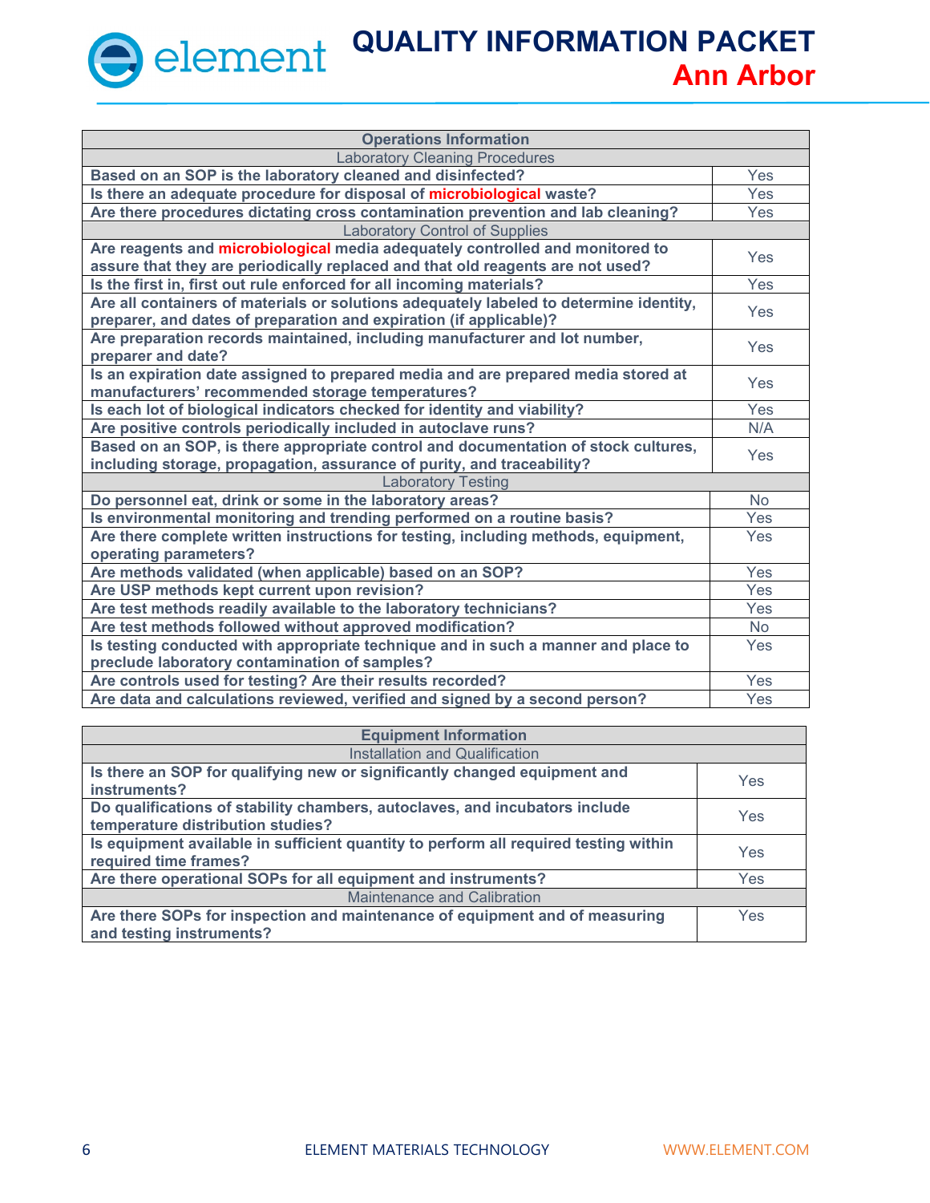| Operations Information | |
|---|---|
| Laboratory Cleaning Procedures | |
| **Based on an SOP is the laboratory cleaned and disinfected?** | Yes |
| **Is there an adequate procedure for disposal of microbiological waste?** | Yes |
| **Are there procedures dictating cross contamination prevention and lab cleaning?** | Yes |
| Laboratory Control of Supplies | |
| **Are reagents and microbiological media adequately controlled and monitored to assure that they are periodically replaced and that old reagents are not used?** | Yes |
| **Is the first in, first out rule enforced for all incoming materials?** | Yes |
| **Are all containers of materials or solutions adequately labeled to determine identity, preparer, and dates of preparation and expiration (if applicable)?** | Yes |
| **Are preparation records maintained, including manufacturer and lot number, preparer and date?** | Yes |
| **Is an expiration date assigned to prepared media and are prepared media stored at manufacturers' recommended storage temperatures?** | Yes |
| **Is each lot of biological indicators checked for identity and viability?** | Yes |
| **Are positive controls periodically included in autoclave runs?** | N/A |
| **Based on an SOP, is there appropriate control and documentation of stock cultures, including storage, propagation, assurance of purity, and traceability?** | Yes |
| Laboratory Testing | |
| **Do personnel eat, drink or some in the laboratory areas?** | No |
| **Is environmental monitoring and trending performed on a routine basis?** | Yes |
| **Are there complete written instructions for testing, including methods, equipment, operating parameters?** | Yes |
| **Are methods validated (when applicable) based on an SOP?** | Yes |
| **Are USP methods kept current upon revision?** | Yes |
| **Are test methods readily available to the laboratory technicians?** | Yes |
| **Are test methods followed without approved modification?** | No |
| **Is testing conducted with appropriate technique and in such a manner and place to preclude laboratory contamination of samples?** | Yes |
| **Are controls used for testing? Are their results recorded?** | Yes |
| **Are data and calculations reviewed, verified and signed by a second person?** | Yes |

| Equipment Information | |
|---|---|
| Installation and Qualification | |
| **Is there an SOP for qualifying new or significantly changed equipment and instruments?** | Yes |
| **Do qualifications of stability chambers, autoclaves, and incubators include temperature distribution studies?** | Yes |
| **Is equipment available in sufficient quantity to perform all required testing within required time frames?** | Yes |
| **Are there operational SOPs for all equipment and instruments?** | Yes |
| Maintenance and Calibration | |
| **Are there SOPs for inspection and maintenance of equipment and of measuring and testing instruments?** | Yes |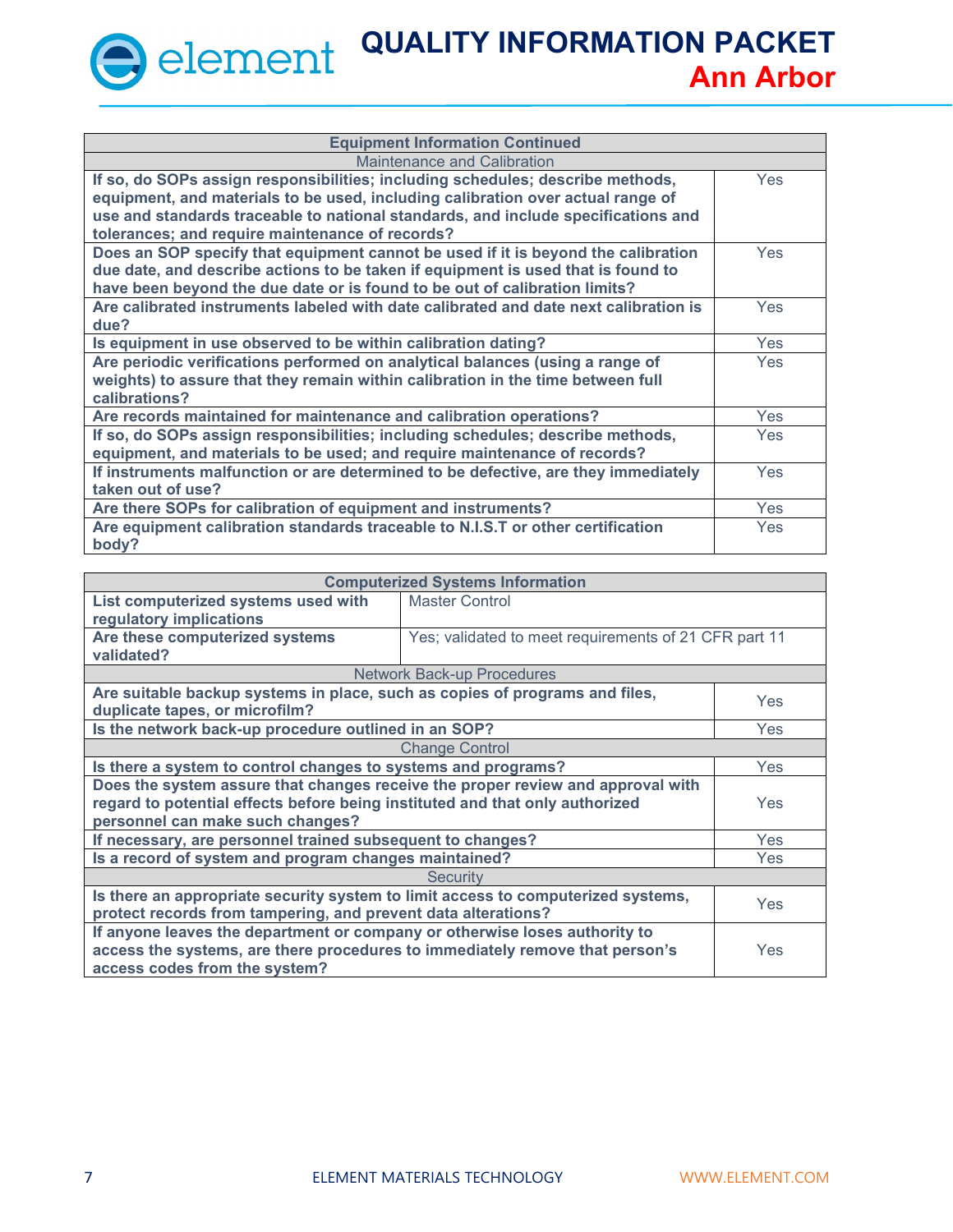| Equipment Information Continued | |
|---|---|
| Maintenance and Calibration | |
| **If so, do SOPs assign responsibilities; including schedules; describe methods, equipment, and materials to be used, including calibration over actual range of use and standards traceable to national standards, and include specifications and tolerances; and require maintenance of records?** | Yes |
| **Does an SOP specify that equipment cannot be used if it is beyond the calibration due date, and describe actions to be taken if equipment is used that is found to have been beyond the due date or is found to be out of calibration limits?** | Yes |
| **Are calibrated instruments labeled with date calibrated and date next calibration is due?** | Yes |
| **Is equipment in use observed to be within calibration dating?** | Yes |
| **Are periodic verifications performed on analytical balances (using a range of weights) to assure that they remain within calibration in the time between full calibrations?** | Yes |
| **Are records maintained for maintenance and calibration operations?** | Yes |
| **If so, do SOPs assign responsibilities; including schedules; describe methods, equipment, and materials to be used; and require maintenance of records?** | Yes |
| **If instruments malfunction or are determined to be defective, are they immediately taken out of use?** | Yes |
| **Are there SOPs for calibration of equipment and instruments?** | Yes |
| **Are equipment calibration standards traceable to N.I.S.T or other certification body?** | Yes |

| Computerized Systems Information | |
|---|---|
| **List computerized systems used with regulatory implications** | Master Control |
| **Are these computerized systems validated?** | Yes; validated to meet requirements of 21 CFR part 11 |

| Network Back-up Procedures | |
|---|---|
| **Are suitable backup systems in place, such as copies of programs and files, duplicate tapes, or microfilm?** | Yes |
| **Is the network back-up procedure outlined in an SOP?** | Yes |
| Change Control | |
| **Is there a system to control changes to systems and programs?** | Yes |
| **Does the system assure that changes receive the proper review and approval with regard to potential effects before being instituted and that only authorized personnel can make such changes?** | Yes |
| **If necessary, are personnel trained subsequent to changes?** | Yes |
| **Is a record of system and program changes maintained?** | Yes |
| Security | |
| **Is there an appropriate security system to limit access to computerized systems, protect records from tampering, and prevent data alterations?** | Yes |
| **If anyone leaves the department or company or otherwise loses authority to access the systems, are there procedures to immediately remove that person's access codes from the system?** | Yes |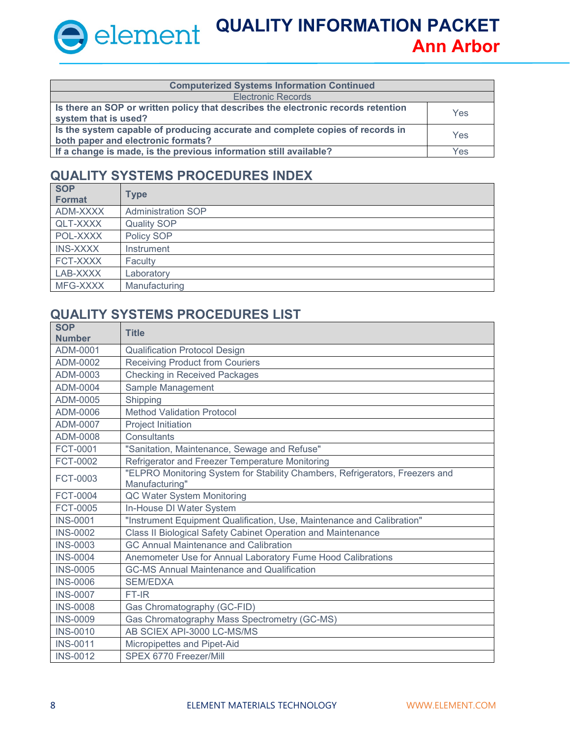| Computerized Systems Information Continued | |
|---|---|
| Electronic Records | |
| **Is there an SOP or written policy that describes the electronic records retention system that is used?** | Yes |
| **Is the system capable of producing accurate and complete copies of records in both paper and electronic formats?** | Yes |
| **If a change is made, is the previous information still available?** | Yes |

## QUALITY SYSTEMS PROCEDURES INDEX

| SOP Format | Type |
|---|---|
| ADM-XXXX | Administration SOP |
| QLT-XXXX | Quality SOP |
| POL-XXXX | Policy SOP |
| INS-XXXX | Instrument |
| FCT-XXXX | Faculty |
| LAB-XXXX | Laboratory |
| MFG-XXXX | Manufacturing |

## QUALITY SYSTEMS PROCEDURES LIST

| SOP Number | Title |
|---|---|
| ADM-0001 | Qualification Protocol Design |
| ADM-0002 | Receiving Product from Couriers |
| ADM-0003 | Checking in Received Packages |
| ADM-0004 | Sample Management |
| ADM-0005 | Shipping |
| ADM-0006 | Method Validation Protocol |
| ADM-0007 | Project Initiation |
| ADM-0008 | Consultants |
| FCT-0001 | "Sanitation, Maintenance, Sewage and Refuse" |
| FCT-0002 | Refrigerator and Freezer Temperature Monitoring |
| FCT-0003 | "ELPRO Monitoring System for Stability Chambers, Refrigerators, Freezers and Manufacturing" |
| FCT-0004 | QC Water System Monitoring |
| FCT-0005 | In-House DI Water System |
| INS-0001 | "Instrument Equipment Qualification, Use, Maintenance and Calibration" |
| INS-0002 | Class II Biological Safety Cabinet Operation and Maintenance |
| INS-0003 | GC Annual Maintenance and Calibration |
| INS-0004 | Anemometer Use for Annual Laboratory Fume Hood Calibrations |
| INS-0005 | GC-MS Annual Maintenance and Qualification |
| INS-0006 | SEM/EDXA |
| INS-0007 | FT-IR |
| INS-0008 | Gas Chromatography (GC-FID) |
| INS-0009 | Gas Chromatography Mass Spectrometry (GC-MS) |
| INS-0010 | AB SCIEX API-3000 LC-MS/MS |
| INS-0011 | Micropipettes and Pipet-Aid |
| INS-0012 | SPEX 6770 Freezer/Mill |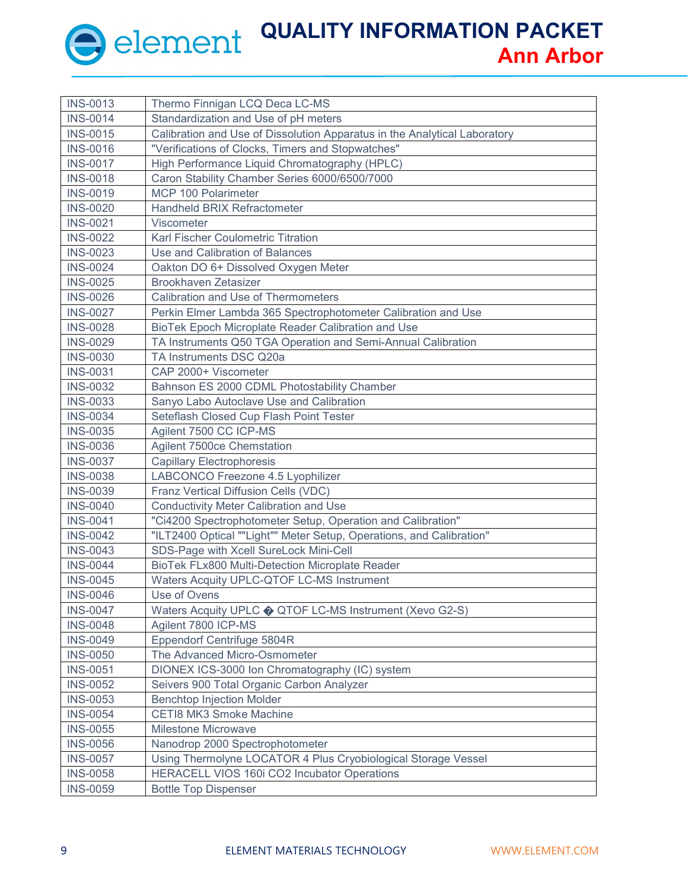| INS-0013 | Thermo Finnigan LCQ Deca LC-MS |
|---|---|
| INS-0014 | Standardization and Use of pH meters |
| INS-0015 | Calibration and Use of Dissolution Apparatus in the Analytical Laboratory |
| INS-0016 | "Verifications of Clocks, Timers and Stopwatches" |
| INS-0017 | High Performance Liquid Chromatography (HPLC) |
| INS-0018 | Caron Stability Chamber Series 6000/6500/7000 |
| INS-0019 | MCP 100 Polarimeter |
| INS-0020 | Handheld BRIX Refractometer |
| INS-0021 | Viscometer |
| INS-0022 | Karl Fischer Coulometric Titration |
| INS-0023 | Use and Calibration of Balances |
| INS-0024 | Oakton DO 6+ Dissolved Oxygen Meter |
| INS-0025 | Brookhaven Zetasizer |
| INS-0026 | Calibration and Use of Thermometers |
| INS-0027 | Perkin Elmer Lambda 365 Spectrophotometer Calibration and Use |
| INS-0028 | BioTek Epoch Microplate Reader Calibration and Use |
| INS-0029 | TA Instruments Q50 TGA Operation and Semi-Annual Calibration |
| INS-0030 | TA Instruments DSC Q20a |
| INS-0031 | CAP 2000+ Viscometer |
| INS-0032 | Bahnson ES 2000 CDML Photostability Chamber |
| INS-0033 | Sanyo Labo Autoclave Use and Calibration |
| INS-0034 | Seteflash Closed Cup Flash Point Tester |
| INS-0035 | Agilent 7500 CC ICP-MS |
| INS-0036 | Agilent 7500ce Chemstation |
| INS-0037 | Capillary Electrophoresis |
| INS-0038 | LABCONCO Freezone 4.5 Lyophilizer |
| INS-0039 | Franz Vertical Diffusion Cells (VDC) |
| INS-0040 | Conductivity Meter Calibration and Use |
| INS-0041 | "Ci4200 Spectrophotometer Setup, Operation and Calibration" |
| INS-0042 | "ILT2400 Optical ""Light"" Meter Setup, Operations, and Calibration" |
| INS-0043 | SDS-Page with Xcell SureLock Mini-Cell |
| INS-0044 | BioTek FLx800 Multi-Detection Microplate Reader |
| INS-0045 | Waters Acquity UPLC-QTOF LC-MS Instrument |
| INS-0046 | Use of Ovens |
| INS-0047 | Waters Acquity UPLC � QTOF LC-MS Instrument (Xevo G2-S) |
| INS-0048 | Agilent 7800 ICP-MS |
| INS-0049 | Eppendorf Centrifuge 5804R |
| INS-0050 | The Advanced Micro-Osmometer |
| INS-0051 | DIONEX ICS-3000 Ion Chromatography (IC) system |
| INS-0052 | Seivers 900 Total Organic Carbon Analyzer |
| INS-0053 | Benchtop Injection Molder |
| INS-0054 | CETI8 MK3 Smoke Machine |
| INS-0055 | Milestone Microwave |
| INS-0056 | Nanodrop 2000 Spectrophotometer |
| INS-0057 | Using Thermolyne LOCATOR 4 Plus Cryobiological Storage Vessel |
| INS-0058 | HERACELL VIOS 160i CO2 Incubator Operations |
| INS-0059 | Bottle Top Dispenser |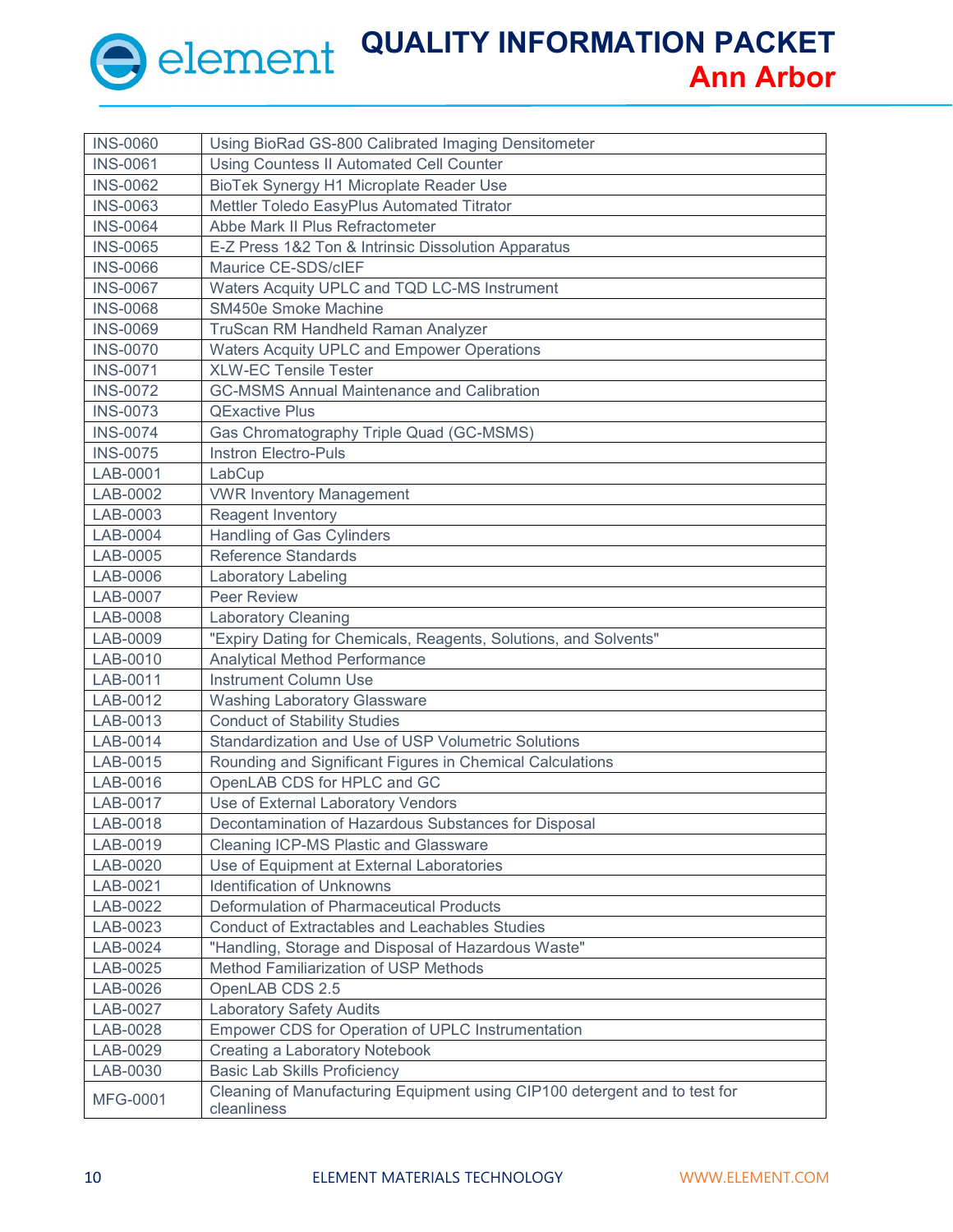| INS-0060 | Using BioRad GS-800 Calibrated Imaging Densitometer |
|---|---|
| INS-0061 | Using Countess II Automated Cell Counter |
| INS-0062 | BioTek Synergy H1 Microplate Reader Use |
| INS-0063 | Mettler Toledo EasyPlus Automated Titrator |
| INS-0064 | Abbe Mark II Plus Refractometer |
| INS-0065 | E-Z Press 1&2 Ton & Intrinsic Dissolution Apparatus |
| INS-0066 | Maurice CE-SDS/cIEF |
| INS-0067 | Waters Acquity UPLC and TQD LC-MS Instrument |
| INS-0068 | SM450e Smoke Machine |
| INS-0069 | TruScan RM Handheld Raman Analyzer |
| INS-0070 | Waters Acquity UPLC and Empower Operations |
| INS-0071 | XLW-EC Tensile Tester |
| INS-0072 | GC-MSMS Annual Maintenance and Calibration |
| INS-0073 | QExactive Plus |
| INS-0074 | Gas Chromatography Triple Quad (GC-MSMS) |
| INS-0075 | Instron Electro-Puls |
| LAB-0001 | LabCup |
| LAB-0002 | VWR Inventory Management |
| LAB-0003 | Reagent Inventory |
| LAB-0004 | Handling of Gas Cylinders |
| LAB-0005 | Reference Standards |
| LAB-0006 | Laboratory Labeling |
| LAB-0007 | Peer Review |
| LAB-0008 | Laboratory Cleaning |
| LAB-0009 | "Expiry Dating for Chemicals, Reagents, Solutions, and Solvents" |
| LAB-0010 | Analytical Method Performance |
| LAB-0011 | Instrument Column Use |
| LAB-0012 | Washing Laboratory Glassware |
| LAB-0013 | Conduct of Stability Studies |
| LAB-0014 | Standardization and Use of USP Volumetric Solutions |
| LAB-0015 | Rounding and Significant Figures in Chemical Calculations |
| LAB-0016 | OpenLAB CDS for HPLC and GC |
| LAB-0017 | Use of External Laboratory Vendors |
| LAB-0018 | Decontamination of Hazardous Substances for Disposal |
| LAB-0019 | Cleaning ICP-MS Plastic and Glassware |
| LAB-0020 | Use of Equipment at External Laboratories |
| LAB-0021 | Identification of Unknowns |
| LAB-0022 | Deformulation of Pharmaceutical Products |
| LAB-0023 | Conduct of Extractables and Leachables Studies |
| LAB-0024 | "Handling, Storage and Disposal of Hazardous Waste" |
| LAB-0025 | Method Familiarization of USP Methods |
| LAB-0026 | OpenLAB CDS 2.5 |
| LAB-0027 | Laboratory Safety Audits |
| LAB-0028 | Empower CDS for Operation of UPLC Instrumentation |
| LAB-0029 | Creating a Laboratory Notebook |
| LAB-0030 | Basic Lab Skills Proficiency |
| MFG-0001 | Cleaning of Manufacturing Equipment using CIP100 detergent and to test for cleanliness |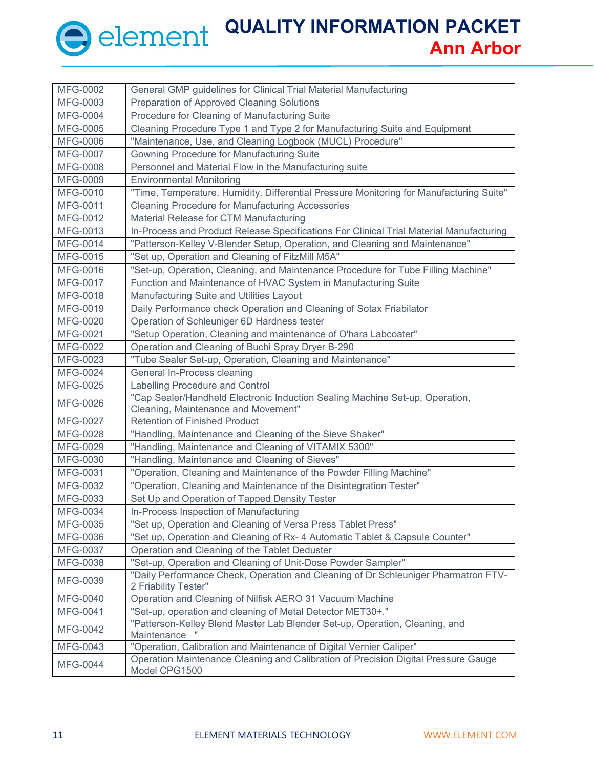| MFG-0002 | General GMP guidelines for Clinical Trial Material Manufacturing |
|---|---|
| MFG-0003 | Preparation of Approved Cleaning Solutions |
| MFG-0004 | Procedure for Cleaning of Manufacturing Suite |
| MFG-0005 | Cleaning Procedure Type 1 and Type 2 for Manufacturing Suite and Equipment |
| MFG-0006 | "Maintenance, Use, and Cleaning Logbook (MUCL) Procedure" |
| MFG-0007 | Gowning Procedure for Manufacturing Suite |
| MFG-0008 | Personnel and Material Flow in the Manufacturing suite |
| MFG-0009 | Environmental Monitoring |
| MFG-0010 | "Time, Temperature, Humidity, Differential Pressure Monitoring for Manufacturing Suite" |
| MFG-0011 | Cleaning Procedure for Manufacturing Accessories |
| MFG-0012 | Material Release for CTM Manufacturing |
| MFG-0013 | In-Process and Product Release Specifications For Clinical Trial Material Manufacturing |
| MFG-0014 | "Patterson-Kelley V-Blender Setup, Operation, and Cleaning and Maintenance" |
| MFG-0015 | "Set up, Operation and Cleaning of FitzMill M5A" |
| MFG-0016 | "Set-up, Operation, Cleaning, and Maintenance Procedure for Tube Filling Machine" |
| MFG-0017 | Function and Maintenance of HVAC System in Manufacturing Suite |
| MFG-0018 | Manufacturing Suite and Utilities Layout |
| MFG-0019 | Daily Performance check Operation and Cleaning of Sotax Friabilator |
| MFG-0020 | Operation of Schleuniger 6D Hardness tester |
| MFG-0021 | "Setup Operation, Cleaning and maintenance of O'hara Labcoater" |
| MFG-0022 | Operation and Cleaning of Buchi Spray Dryer B-290 |
| MFG-0023 | "Tube Sealer Set-up, Operation, Cleaning and Maintenance" |
| MFG-0024 | General In-Process cleaning |
| MFG-0025 | Labelling Procedure and Control |
| MFG-0026 | "Cap Sealer/Handheld Electronic Induction Sealing Machine Set-up, Operation, Cleaning, Maintenance and Movement" |
| MFG-0027 | Retention of Finished Product |
| MFG-0028 | "Handling, Maintenance and Cleaning of the Sieve Shaker" |
| MFG-0029 | "Handling, Maintenance and Cleaning of VITAMIX 5300" |
| MFG-0030 | "Handling, Maintenance and Cleaning of Sieves" |
| MFG-0031 | "Operation, Cleaning and Maintenance of the Powder Filling Machine" |
| MFG-0032 | "Operation, Cleaning and Maintenance of the Disintegration Tester" |
| MFG-0033 | Set Up and Operation of Tapped Density Tester |
| MFG-0034 | In-Process Inspection of Manufacturing |
| MFG-0035 | "Set up, Operation and Cleaning of Versa Press Tablet Press" |
| MFG-0036 | "Set up, Operation and Cleaning of Rx- 4 Automatic Tablet & Capsule Counter" |
| MFG-0037 | Operation and Cleaning of the Tablet Deduster |
| MFG-0038 | "Set-up, Operation and Cleaning of Unit-Dose Powder Sampler" |
| MFG-0039 | "Daily Performance Check, Operation and Cleaning of Dr Schleuniger Pharmatron FTV-2 Friability Tester" |
| MFG-0040 | Operation and Cleaning of Nilfisk AERO 31 Vacuum Machine |
| MFG-0041 | "Set-up, operation and cleaning of Metal Detector MET30+." |
| MFG-0042 | "Patterson-Kelley Blend Master Lab Blender Set-up, Operation, Cleaning, and Maintenance " |
| MFG-0043 | "Operation, Calibration and Maintenance of Digital Vernier Caliper" |
| MFG-0044 | Operation Maintenance Cleaning and Calibration of Precision Digital Pressure Gauge Model CPG1500 |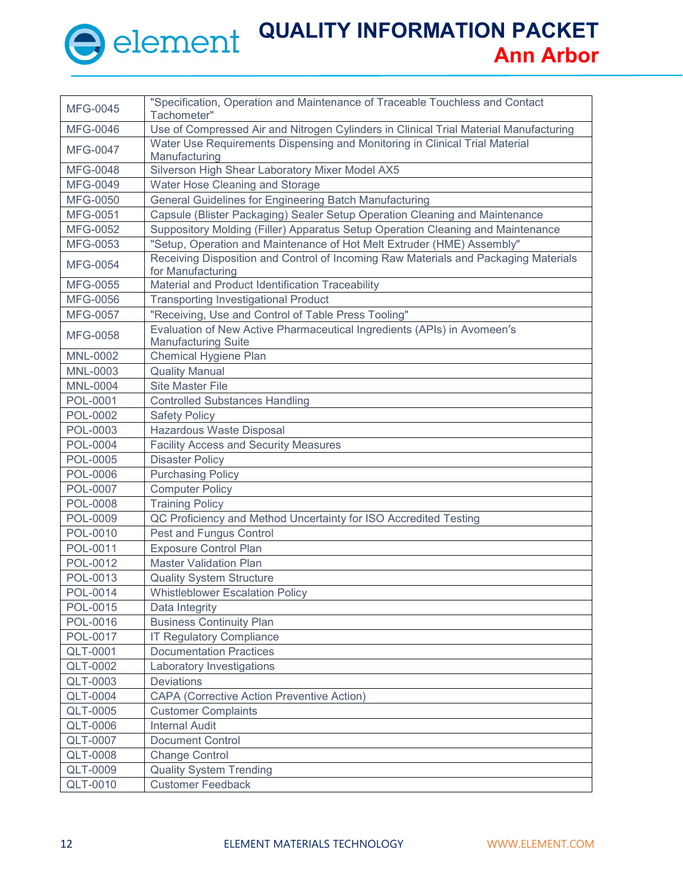| MFG-0045 | "Specification, Operation and Maintenance of Traceable Touchless and Contact Tachometer" |
|---|---|
| MFG-0046 | Use of Compressed Air and Nitrogen Cylinders in Clinical Trial Material Manufacturing |
| MFG-0047 | Water Use Requirements Dispensing and Monitoring in Clinical Trial Material Manufacturing |
| MFG-0048 | Silverson High Shear Laboratory Mixer Model AX5 |
| MFG-0049 | Water Hose Cleaning and Storage |
| MFG-0050 | General Guidelines for Engineering Batch Manufacturing |
| MFG-0051 | Capsule (Blister Packaging) Sealer Setup Operation Cleaning and Maintenance |
| MFG-0052 | Suppository Molding (Filler) Apparatus Setup Operation Cleaning and Maintenance |
| MFG-0053 | "Setup, Operation and Maintenance of Hot Melt Extruder (HME) Assembly" |
| MFG-0054 | Receiving Disposition and Control of Incoming Raw Materials and Packaging Materials for Manufacturing |
| MFG-0055 | Material and Product Identification Traceability |
| MFG-0056 | Transporting Investigational Product |
| MFG-0057 | "Receiving, Use and Control of Table Press Tooling" |
| MFG-0058 | Evaluation of New Active Pharmaceutical Ingredients (APIs) in Avomeen's Manufacturing Suite |
| MNL-0002 | Chemical Hygiene Plan |
| MNL-0003 | Quality Manual |
| MNL-0004 | Site Master File |
| POL-0001 | Controlled Substances Handling |
| POL-0002 | Safety Policy |
| POL-0003 | Hazardous Waste Disposal |
| POL-0004 | Facility Access and Security Measures |
| POL-0005 | Disaster Policy |
| POL-0006 | Purchasing Policy |
| POL-0007 | Computer Policy |
| POL-0008 | Training Policy |
| POL-0009 | QC Proficiency and Method Uncertainty for ISO Accredited Testing |
| POL-0010 | Pest and Fungus Control |
| POL-0011 | Exposure Control Plan |
| POL-0012 | Master Validation Plan |
| POL-0013 | Quality System Structure |
| POL-0014 | Whistleblower Escalation Policy |
| POL-0015 | Data Integrity |
| POL-0016 | Business Continuity Plan |
| POL-0017 | IT Regulatory Compliance |
| QLT-0001 | Documentation Practices |
| QLT-0002 | Laboratory Investigations |
| QLT-0003 | Deviations |
| QLT-0004 | CAPA (Corrective Action Preventive Action) |
| QLT-0005 | Customer Complaints |
| QLT-0006 | Internal Audit |
| QLT-0007 | Document Control |
| QLT-0008 | Change Control |
| QLT-0009 | Quality System Trending |
| QLT-0010 | Customer Feedback |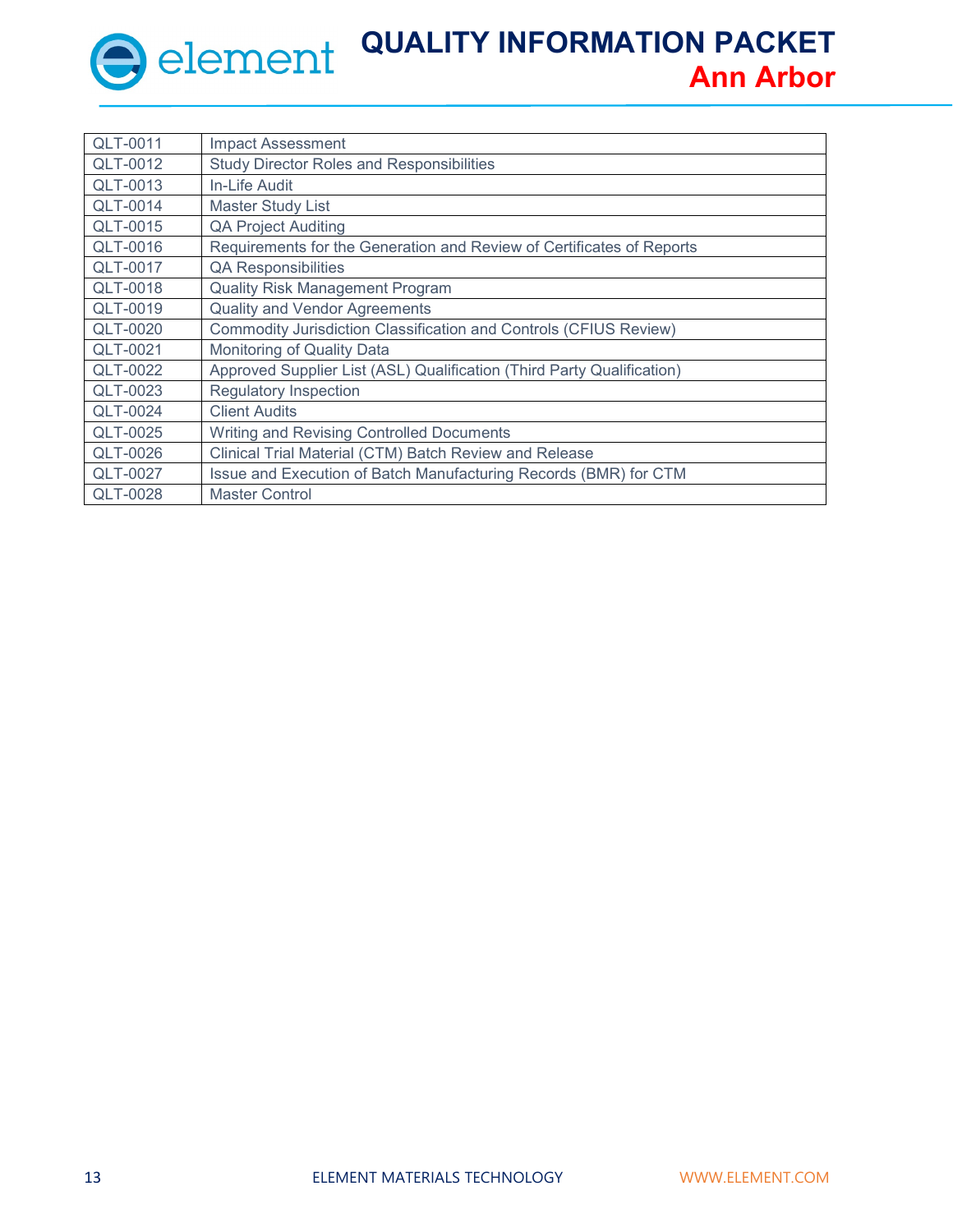| QLT-0011 | Impact Assessment |
|---|---|
| QLT-0012 | Study Director Roles and Responsibilities |
| QLT-0013 | In-Life Audit |
| QLT-0014 | Master Study List |
| QLT-0015 | QA Project Auditing |
| QLT-0016 | Requirements for the Generation and Review of Certificates of Reports |
| QLT-0017 | QA Responsibilities |
| QLT-0018 | Quality Risk Management Program |
| QLT-0019 | Quality and Vendor Agreements |
| QLT-0020 | Commodity Jurisdiction Classification and Controls (CFIUS Review) |
| QLT-0021 | Monitoring of Quality Data |
| QLT-0022 | Approved Supplier List (ASL) Qualification (Third Party Qualification) |
| QLT-0023 | Regulatory Inspection |
| QLT-0024 | Client Audits |
| QLT-0025 | Writing and Revising Controlled Documents |
| QLT-0026 | Clinical Trial Material (CTM) Batch Review and Release |
| QLT-0027 | Issue and Execution of Batch Manufacturing Records (BMR) for CTM |
| QLT-0028 | Master Control |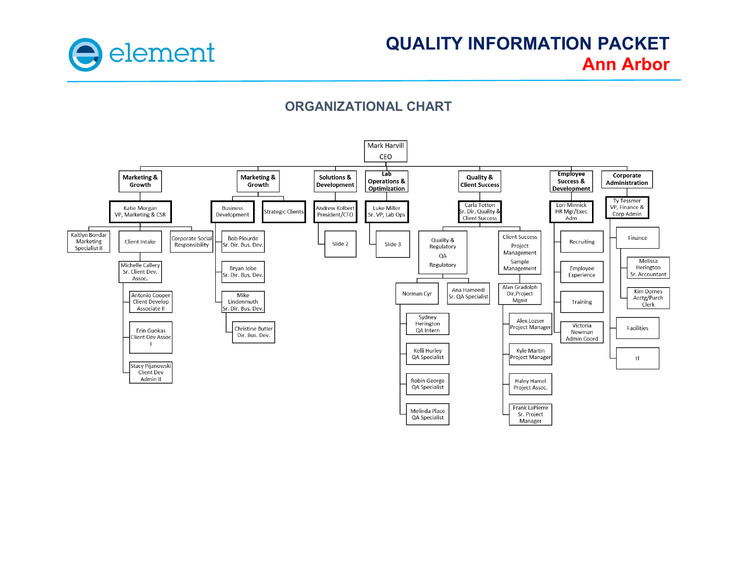# QUALITY INFORMATION PACKET
## Ann Arbor

## ORGANIZATIONAL CHART

- **Mark Harvill** – CEO
  - **Marketing & Growth**
    - Katie Morgan – VP, Marketing & CSR
      - Kaitlyn Bondar – Marketing Specialist II
      - Client Intake
        - Michelle Callery – Sr. Client Dev. Assoc.
          - Antonio Cooper – Client Develop Associate II
          - Erin Guokas – Client Dev Assoc I
          - Stacy Pijanowski – Client Dev Admin II
      - Corporate Social Responsibility
  - **Marketing & Growth**
    - Business Development
      - Bob Plourde – Sr. Dir. Bus. Dev.
      - Bryan Jobe – Sr. Dir. Bus. Dev.
      - Mike Lindenmuth – Sr. Dir. Bus. Dev.
        - Christine Butler – Dir. Bus. Dev.
    - Strategic Clients
  - **Solutions & Development**
    - Andrew Kolbert – President/CTO
      - Slide 2
  - **Lab Operations & Optimization**
    - Luke Miller – Sr. VP, Lab Ops
      - Slide 3
  - **Quality & Client Success**
    - Carla Totton – Sr. Dir, Quality & Client Success
      - Quality & Regulatory / QA / Regulatory
        - Norman Cyr
          - Sydney Herington – QA Intern
          - Kelli Hurley – QA Specialist
          - Robin George – QA Specialist
          - Melinda Place – QA Specialist
        - Ana Hameedi – Sr. QA Specialist
      - Client Success / Project Management / Sample Management
        - Alan Gradolph – Dir.Project Mgmt
          - Alex Lozser – Project Manager
          - Kyle Martin – Project Manager
          - Haley Hamel – Project Assoc.
          - Frank LaPierre – Sr. Project Manager
  - **Employee Success & Development**
    - Lori Minnick – HR Mgr/Exec Adm
      - Recruiting
      - Employee Experience
      - Training
      - Victoria Newman – Admin Coord
  - **Corporate Administration**
    - Ty Tessmer – VP, Finance & Corp Admin
      - Finance
        - Melissa Herington – Sr. Accountant
        - Kim Dornes – Acctg/Purch Clerk
      - Facilities
      - IT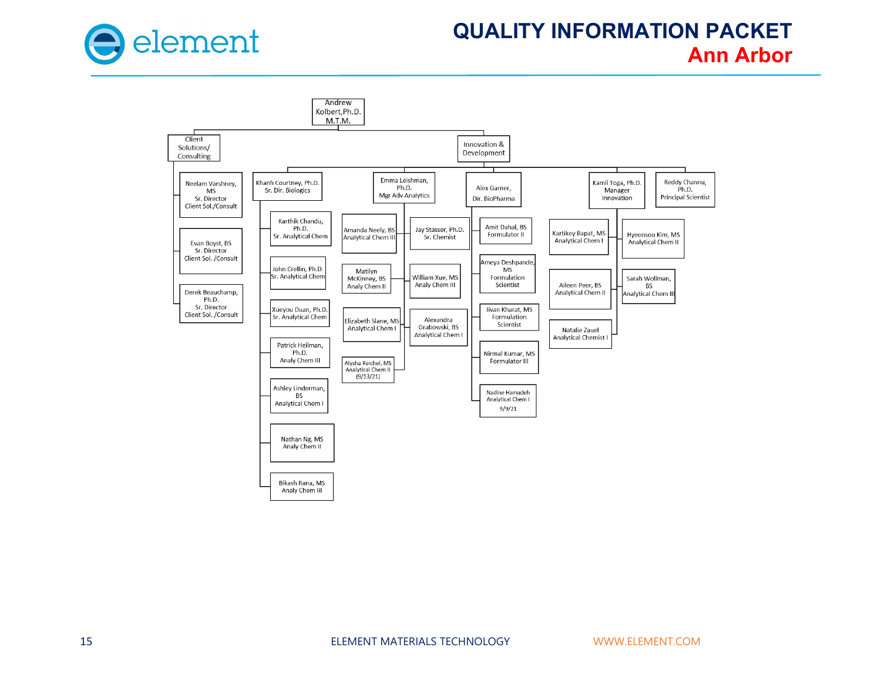# QUALITY INFORMATION PACKET
## Ann Arbor

- **Andrew Kolbert, Ph.D. M.T.M.**
  - **Client Solutions/ Consulting**
    - Neelam Varshney, MS — Sr. Director Client Sol./Consult
    - Evan Boyst, BS — Sr. Director Client Sol. /Consult
    - Derek Beauchamp, Ph.D. — Sr. Director Client Sol. /Consult
  - **Innovation & Development**
    - **Khanh Courtney, Ph.D.** — Sr. Dir. Biologics
      - Karthik Chandu, Ph.D. — Sr. Analytical Chem
      - John Crellin, Ph.D. — Sr. Analytical Chem
      - Xueyou Duan, Ph.D. — Sr. Analytical Chem
      - Patrick Heilman, Ph.D. — Analy Chem III
      - Ashley Linderman, BS — Analytical Chem I
      - Nathan Ng, MS — Analy Chem II
      - Bikash Rana, MS — Analy Chem III
    - **Emma Leishman, Ph.D.** — Mgr Adv Analytics
      - Amanda Neely, BS — Analytical Chem III
      - Matilyn McKinney, BS — Analy Chem II
      - Elizabeth Slane, MS — Analytical Chem I
      - Alysha Reichel, MS — Analytical Chem II (9/13/21)
      - Jay Stasser, Ph.D. — Sr. Chemist
      - William Xue, MS — Analy Chem III
      - Alexandra Grabowski, BS — Analytical Chem I
    - **Alex Garner,** — Dir. BioPharma
      - Amit Dahal, BS — Formulator II
      - Ameya Deshpande, MS — Formulation Scientist
      - Jivan Kharat, MS — Formulation Scientist
      - Nirmal Kumar, MS — Formulator III
      - Nadine Hamadeh — Analytical Chem I 9/9/21
    - **Kamil Toga, Ph.D.** — Manager Innovation
      - Kartikey Bapat, MS — Analytical Chem I
      - Aileen Peer, BS — Analytical Chem II
      - Natalie Zauel — Analytical Chemist I
      - Hyeonsoo Kim, MS — Analytical Chem II
      - Sarah Wollman, BS — Analytical Chem III
    - **Reddy Channu, Ph.D.** — Principal Scientist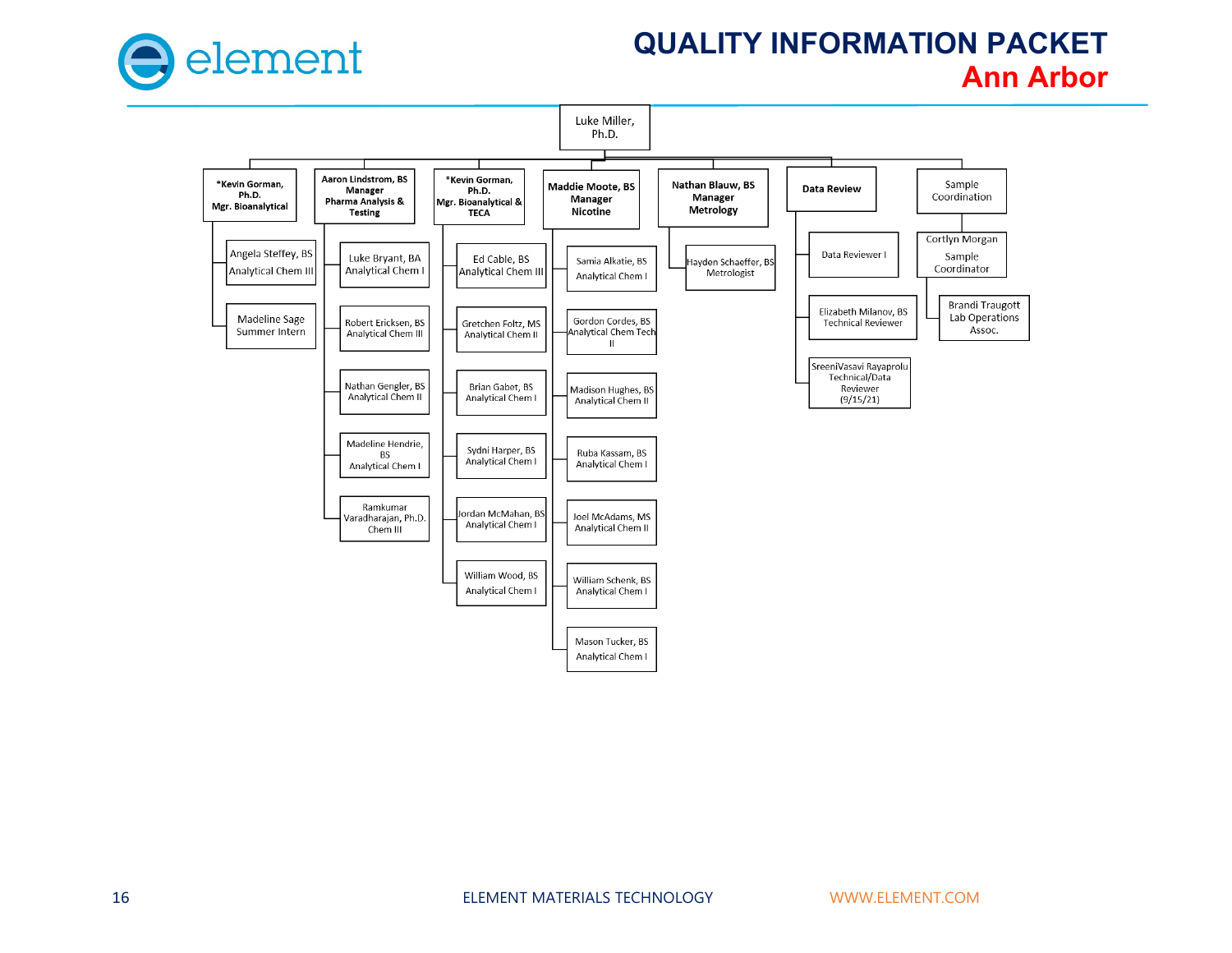# QUALITY INFORMATION PACKET
## Ann Arbor

- **Luke Miller, Ph.D.**
  - **\*Kevin Gorman, Ph.D. Mgr. Bioanalytical**
    - Angela Steffey, BS Analytical Chem III
    - Madeline Sage Summer Intern
  - **Aaron Lindstrom, BS Manager Pharma Analysis & Testing**
    - Luke Bryant, BA Analytical Chem I
    - Robert Ericksen, BS Analytical Chem III
    - Nathan Gengler, BS Analytical Chem II
    - Madeline Hendrie, BS Analytical Chem I
    - Ramkumar Varadharajan, Ph.D. Chem III
  - **\*Kevin Gorman, Ph.D. Mgr. Bioanalytical & TECA**
    - Ed Cable, BS Analytical Chem III
    - Gretchen Foltz, MS Analytical Chem II
    - Brian Gabet, BS Analytical Chem I
    - Sydni Harper, BS Analytical Chem I
    - Jordan McMahan, BS Analytical Chem I
    - William Wood, BS Analytical Chem I
  - **Maddie Moote, BS Manager Nicotine**
    - Samia Alkatie, BS Analytical Chem I
    - Gordon Cordes, BS Analytical Chem Tech II
    - Madison Hughes, BS Analytical Chem II
    - Ruba Kassam, BS Analytical Chem I
    - Joel McAdams, MS Analytical Chem II
    - William Schenk, BS Analytical Chem I
    - Mason Tucker, BS Analytical Chem I
  - **Nathan Blauw, BS Manager Metrology**
    - Hayden Schaeffer, BS Metrologist
  - **Data Review**
    - Data Reviewer I
    - Elizabeth Milanov, BS Technical Reviewer
    - SreeniVasavi Rayaprolu Technical/Data Reviewer (9/15/21)
  - Sample Coordination
    - Cortlyn Morgan Sample Coordinator
      - Brandi Traugott Lab Operations Assoc.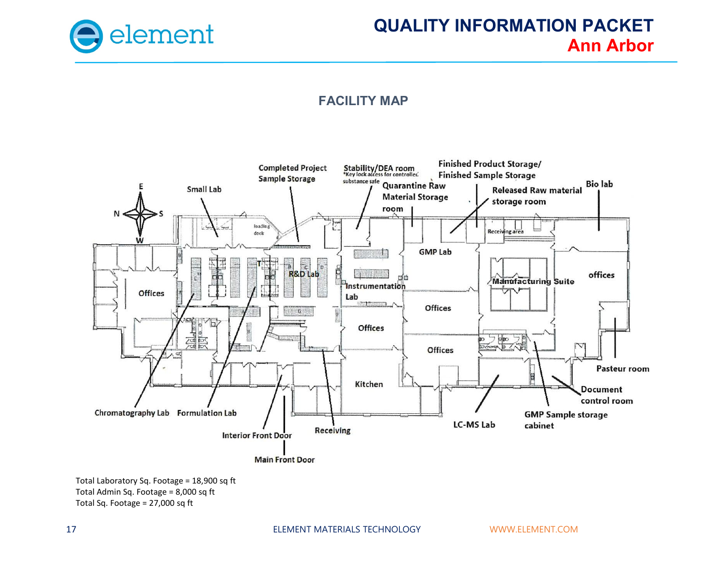## FACILITY MAP

Total Laboratory Sq. Footage = 18,900 sq ft
Total Admin Sq. Footage = 8,000 sq ft
Total Sq. Footage = 27,000 sq ft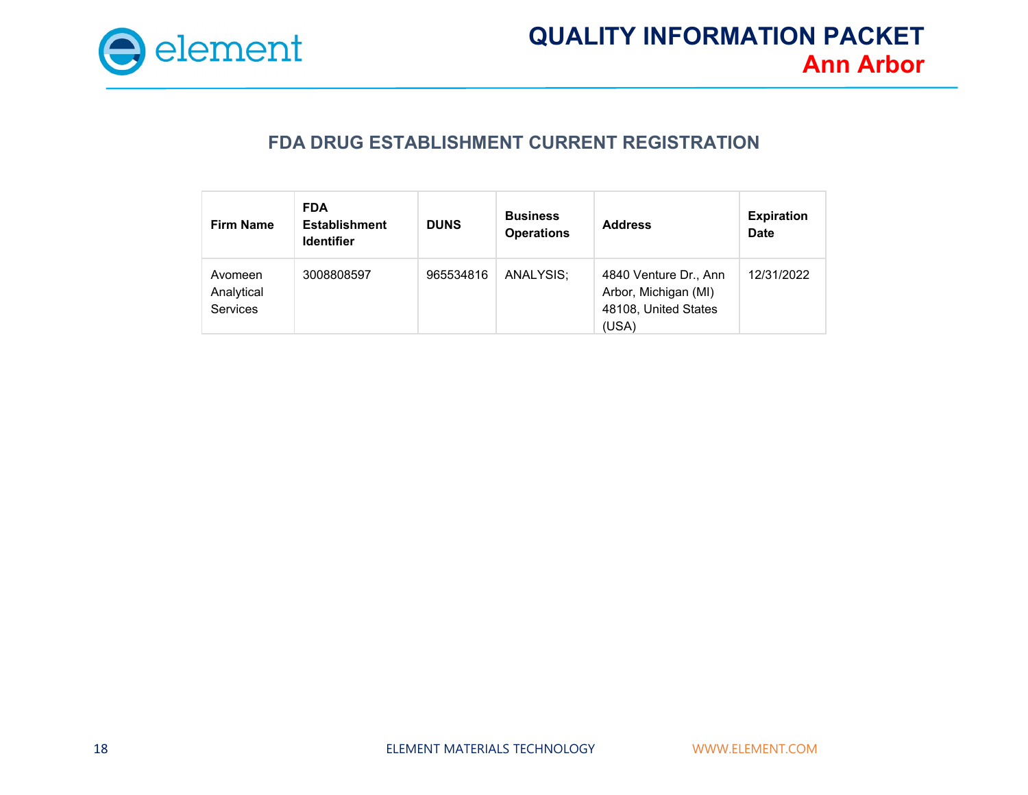## FDA DRUG ESTABLISHMENT CURRENT REGISTRATION

| Firm Name | FDA Establishment Identifier | DUNS | Business Operations | Address | Expiration Date |
|---|---|---|---|---|---|
| Avomeen Analytical Services | 3008808597 | 965534816 | ANALYSIS; | 4840 Venture Dr., Ann Arbor, Michigan (MI) 48108, United States (USA) | 12/31/2022 |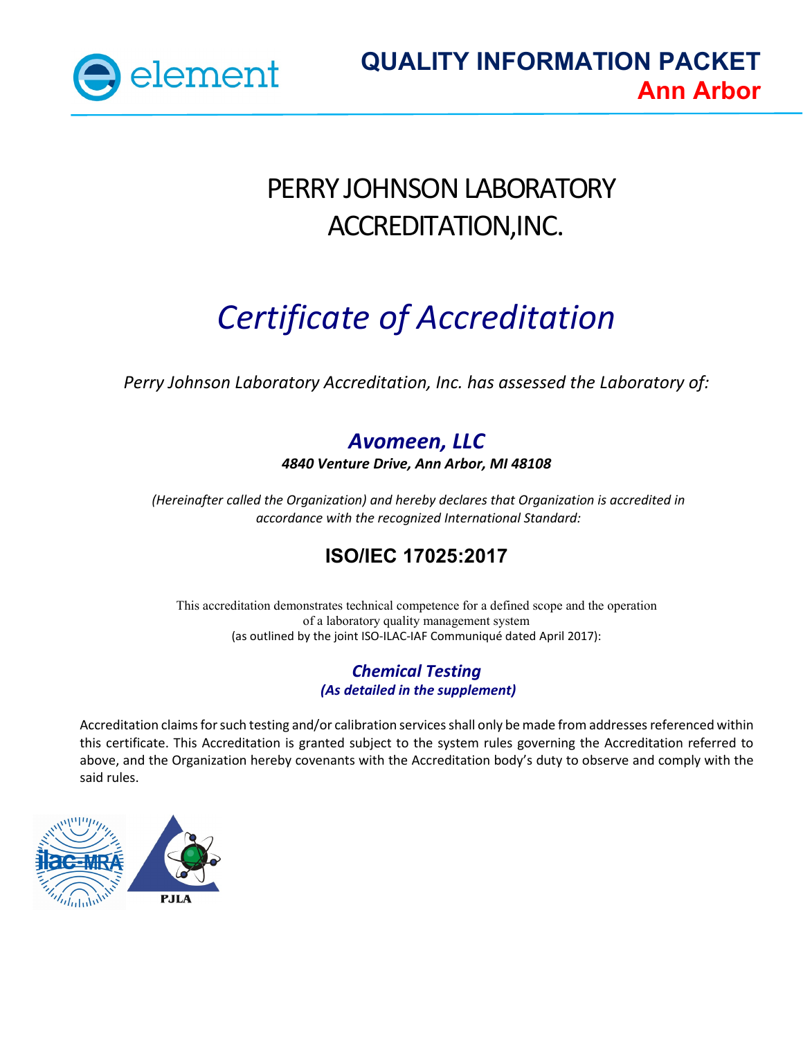# PERRY JOHNSON LABORATORY ACCREDITATION,INC.

## *Certificate of Accreditation*

*Perry Johnson Laboratory Accreditation, Inc. has assessed the Laboratory of:*

### ***Avomeen, LLC***

***4840 Venture Drive, Ann Arbor, MI 48108***

*(Hereinafter called the Organization) and hereby declares that Organization is accredited in accordance with the recognized International Standard:*

## ISO/IEC 17025:2017

This accreditation demonstrates technical competence for a defined scope and the operation of a laboratory quality management system
(as outlined by the joint ISO-ILAC-IAF Communiqué dated April 2017):

***Chemical Testing***
***(As detailed in the supplement)***

Accreditation claims for such testing and/or calibration services shall only be made from addresses referenced within this certificate. This Accreditation is granted subject to the system rules governing the Accreditation referred to above, and the Organization hereby covenants with the Accreditation body's duty to observe and comply with the said rules.

ilac-MRA

PJLA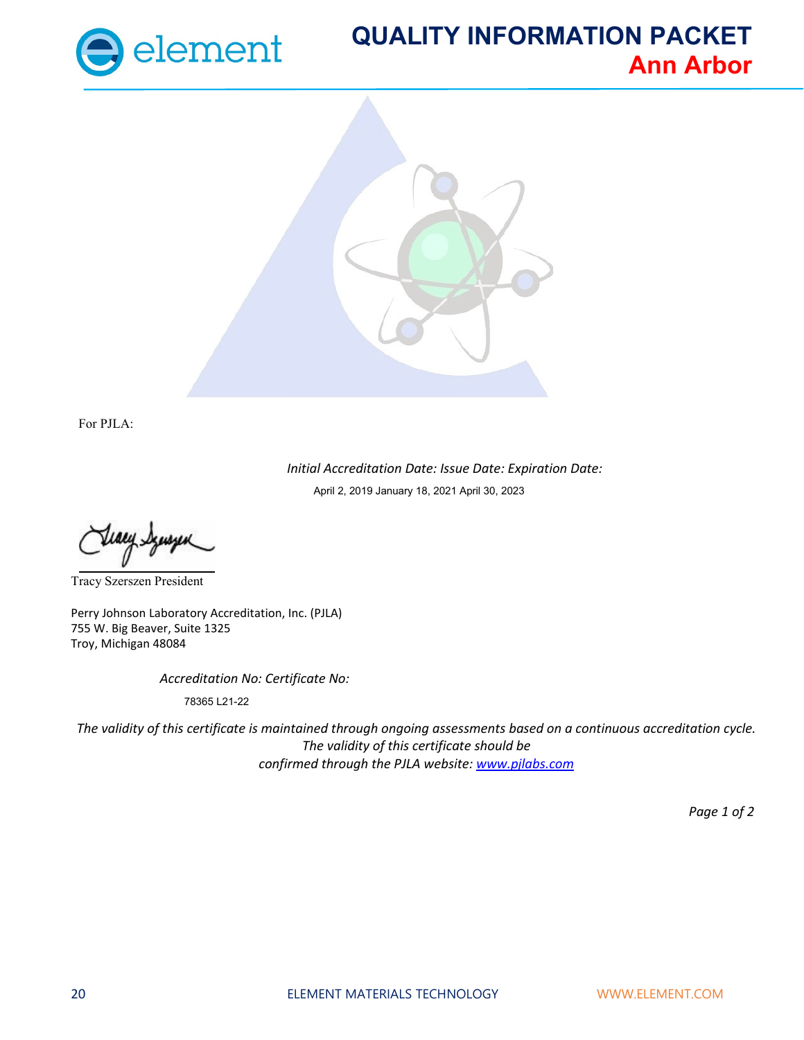For PJLA:

*Initial Accreditation Date: Issue Date: Expiration Date:*

April 2, 2019 January 18, 2021 April 30, 2023

Tracy Szerszen President

Perry Johnson Laboratory Accreditation, Inc. (PJLA)
755 W. Big Beaver, Suite 1325
Troy, Michigan 48084

*Accreditation No: Certificate No:*

78365 L21-22

*The validity of this certificate is maintained through ongoing assessments based on a continuous accreditation cycle. The validity of this certificate should be confirmed through the PJLA website: [www.pjlabs.com](www.pjlabs.com)*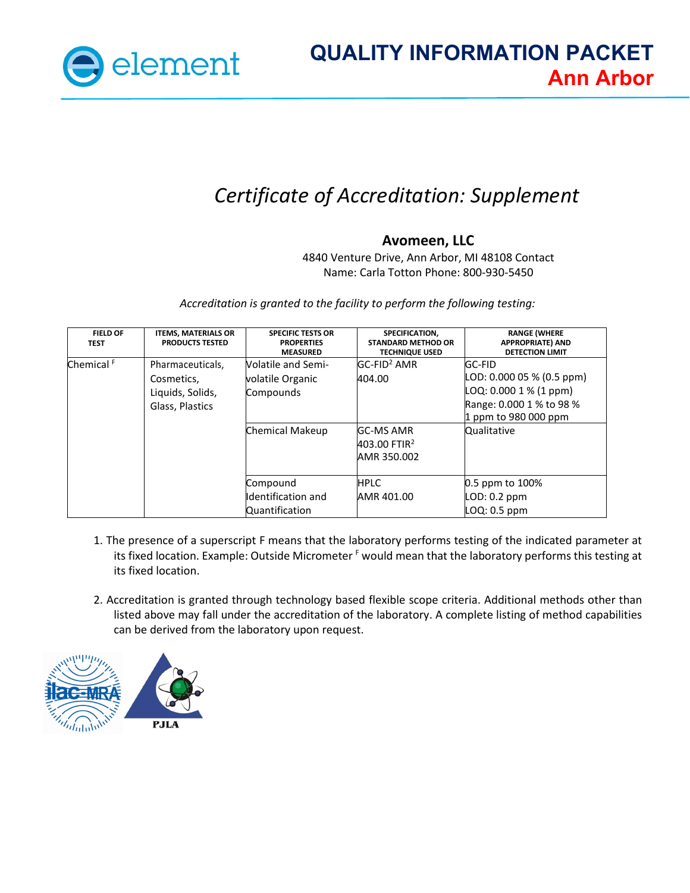# QUALITY INFORMATION PACKET
## Ann Arbor

*Certificate of Accreditation: Supplement*

**Avomeen, LLC**

4840 Venture Drive, Ann Arbor, MI 48108 Contact Name: Carla Totton Phone: 800-930-5450

*Accreditation is granted to the facility to perform the following testing:*

| FIELD OF TEST | ITEMS, MATERIALS OR PRODUCTS TESTED | SPECIFIC TESTS OR PROPERTIES MEASURED | SPECIFICATION, STANDARD METHOD OR TECHNIQUE USED | RANGE (WHERE APPROPRIATE) AND DETECTION LIMIT |
|---|---|---|---|---|
| Chemical [F] | Pharmaceuticals, Cosmetics, Liquids, Solids, Glass, Plastics | Volatile and Semi-volatile Organic Compounds | GC-FID[2] AMR 404.00 | GC-FID<br>LOD: 0.000 05 % (0.5 ppm)<br>LOQ: 0.000 1 % (1 ppm)<br>Range: 0.000 1 % to 98 %<br>1 ppm to 980 000 ppm |
| | | Chemical Makeup | GC-MS AMR 403.00 FTIR[2] AMR 350.002 | Qualitative |
| | | Compound Identification and Quantification | HPLC<br>AMR 401.00 | 0.5 ppm to 100%<br>LOD: 0.2 ppm<br>LOQ: 0.5 ppm |

1. The presence of a superscript F means that the laboratory performs testing of the indicated parameter at its fixed location. Example: Outside Micrometer [F] would mean that the laboratory performs this testing at its fixed location.

2. Accreditation is granted through technology based flexible scope criteria. Additional methods other than listed above may fall under the accreditation of the laboratory. A complete listing of method capabilities can be derived from the laboratory upon request.

PJLA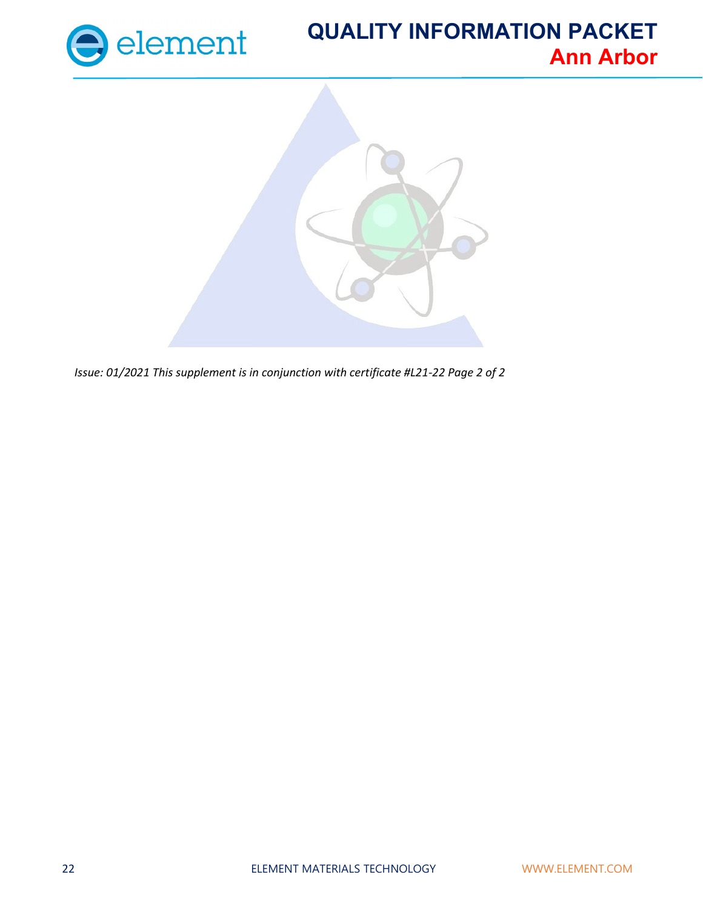*Issue: 01/2021 This supplement is in conjunction with certificate #L21-22 Page 2 of 2*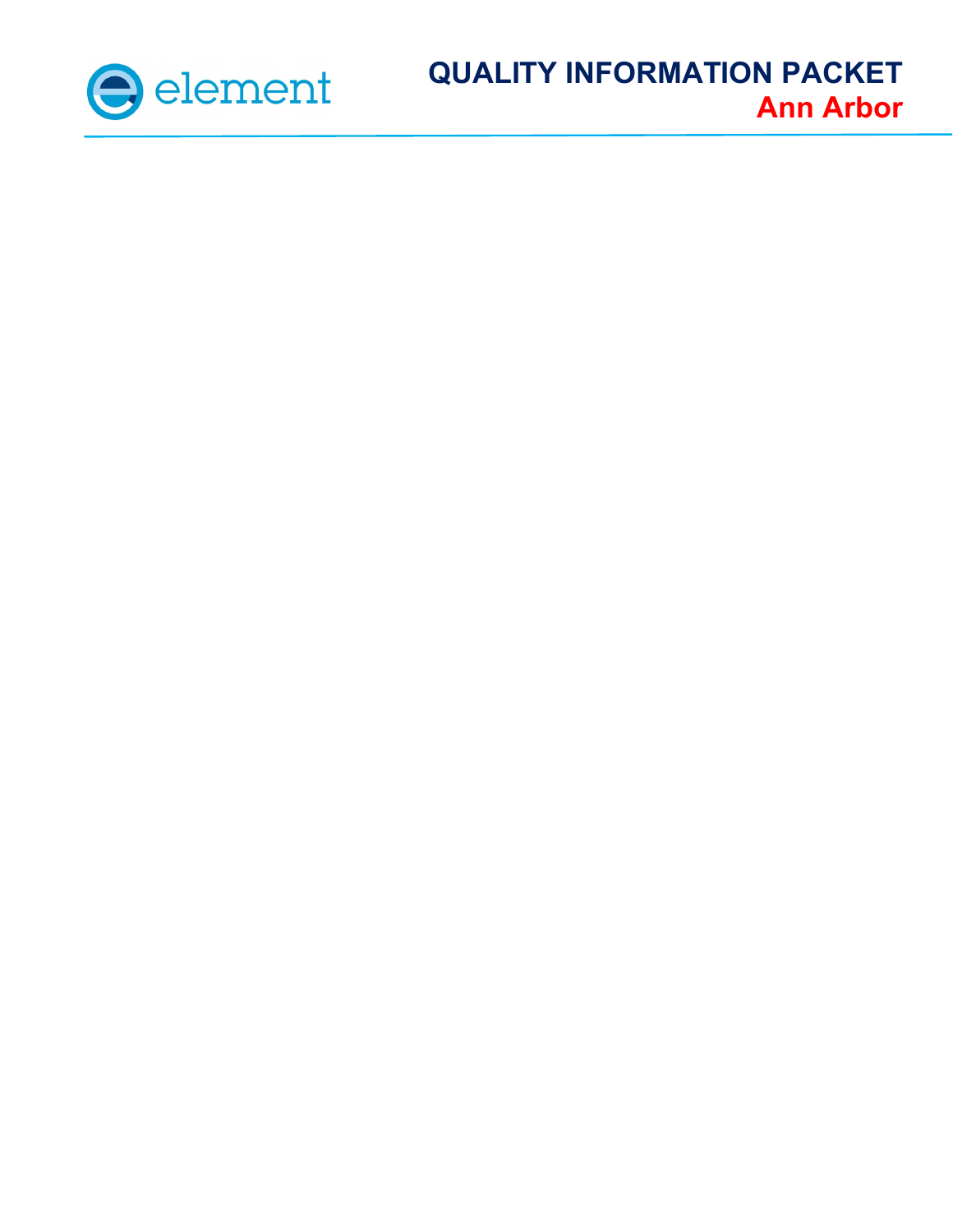# QUALITY INFORMATION PACKET

## Ann Arbor